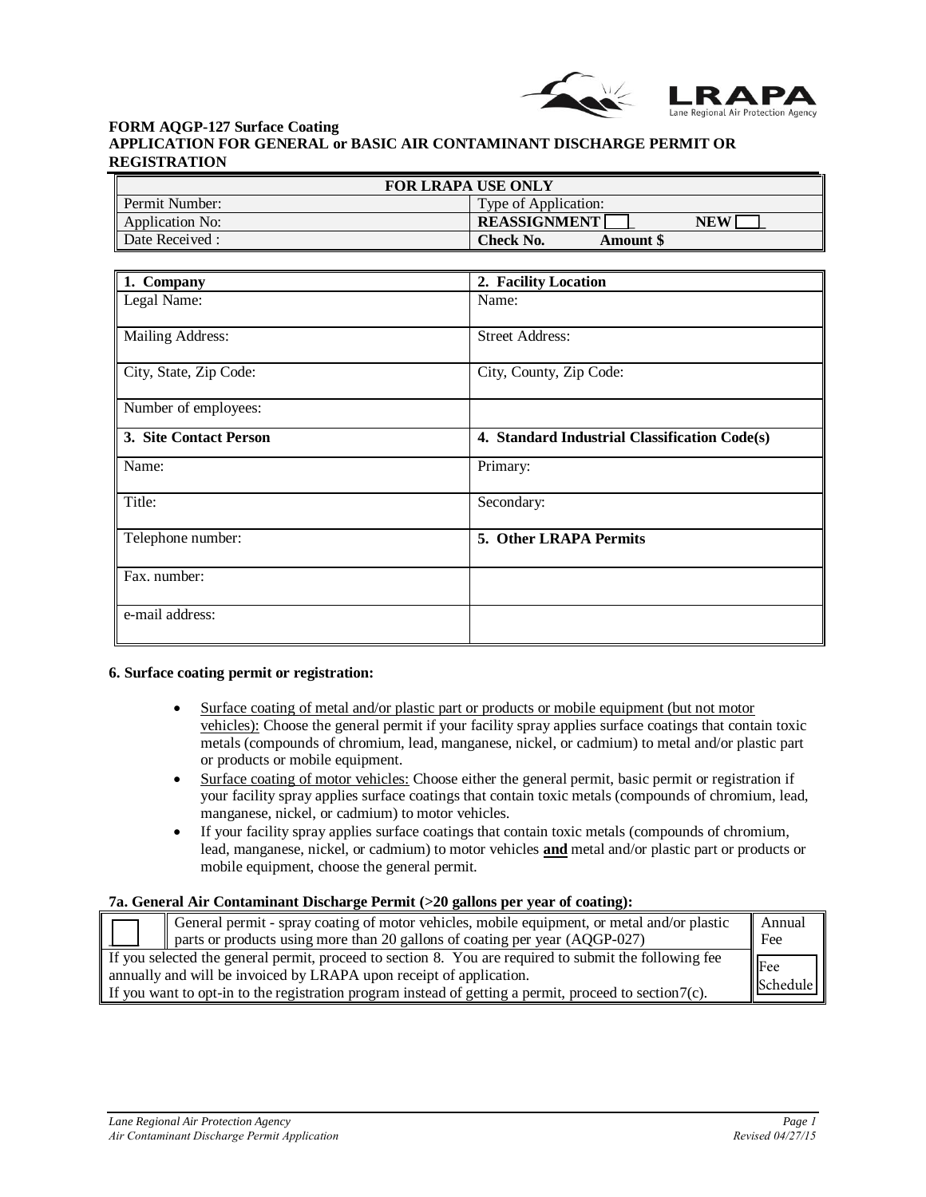**FORM AQGP-127 Surface Coating**
**APPLICATION FOR GENERAL or BASIC AIR CONTAMINANT DISCHARGE PERMIT OR REGISTRATION**

| FOR LRAPA USE ONLY | |
|---|---|
| Permit Number: | Type of Application: |
| Application No: | **REASSIGNMENT** ☐ **NEW** ☐ |
| Date Received : | **Check No.** **Amount $** |

| **1. Company** | **2. Facility Location** |
|---|---|
| Legal Name: | Name: |
| Mailing Address: | Street Address: |
| City, State, Zip Code: | City, County, Zip Code: |
| Number of employees: | |
| **3. Site Contact Person** | **4. Standard Industrial Classification Code(s)** |
| Name: | Primary: |
| Title: | Secondary: |
| Telephone number: | **5. Other LRAPA Permits** |
| Fax. number: | |
| e-mail address: | |

**6. Surface coating permit or registration:**

- Surface coating of metal and/or plastic part or products or mobile equipment (but not motor vehicles): Choose the general permit if your facility spray applies surface coatings that contain toxic metals (compounds of chromium, lead, manganese, nickel, or cadmium) to metal and/or plastic part or products or mobile equipment.
- Surface coating of motor vehicles: Choose either the general permit, basic permit or registration if your facility spray applies surface coatings that contain toxic metals (compounds of chromium, lead, manganese, nickel, or cadmium) to motor vehicles.
- If your facility spray applies surface coatings that contain toxic metals (compounds of chromium, lead, manganese, nickel, or cadmium) to motor vehicles **and** metal and/or plastic part or products or mobile equipment, choose the general permit.

**7a. General Air Contaminant Discharge Permit (>20 gallons per year of coating):**

| ☐ | General permit - spray coating of motor vehicles, mobile equipment, or metal and/or plastic parts or products using more than 20 gallons of coating per year (AQGP-027) | Annual Fee |
|---|---|---|
| If you selected the general permit, proceed to section 8. You are required to submit the following fee annually and will be invoiced by LRAPA upon receipt of application. If you want to opt-in to the registration program instead of getting a permit, proceed to section7(c). | | Fee Schedule |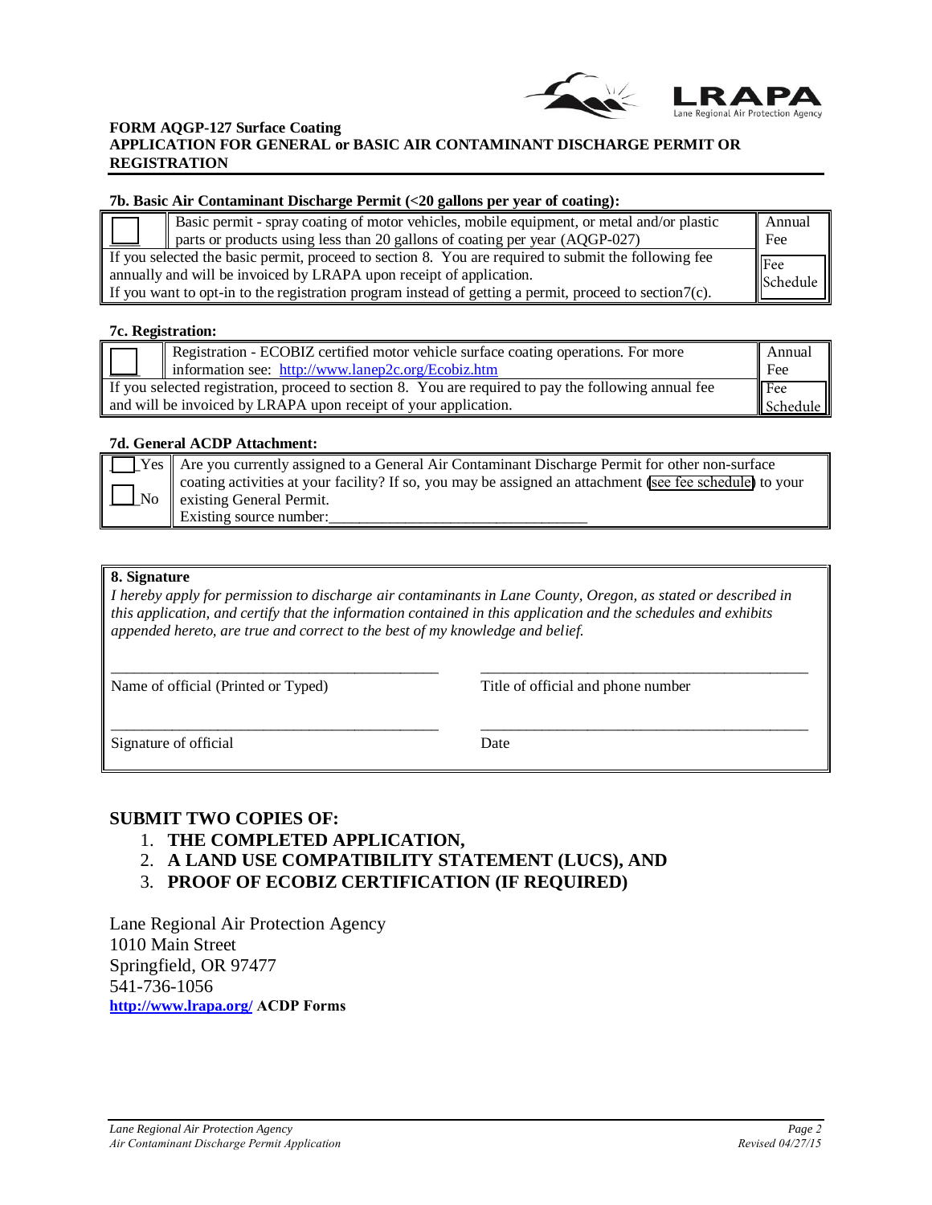**FORM AQGP-127 Surface Coating**
**APPLICATION FOR GENERAL or BASIC AIR CONTAMINANT DISCHARGE PERMIT OR REGISTRATION**

**7b. Basic Air Contaminant Discharge Permit (<20 gallons per year of coating):**

| | | |
|---|---|---|
| ☐ | Basic permit - spray coating of motor vehicles, mobile equipment, or metal and/or plastic parts or products using less than 20 gallons of coating per year (AQGP-027) | Annual Fee |
| If you selected the basic permit, proceed to section 8. You are required to submit the following fee annually and will be invoiced by LRAPA upon receipt of application. If you want to opt-in to the registration program instead of getting a permit, proceed to section7(c). | | Fee Schedule |

**7c. Registration:**

| | | |
|---|---|---|
| ☐ | Registration - ECOBIZ certified motor vehicle surface coating operations. For more information see: http://www.lanep2c.org/Ecobiz.htm | Annual Fee |
| If you selected registration, proceed to section 8. You are required to pay the following annual fee and will be invoiced by LRAPA upon receipt of your application. | | Fee Schedule |

**7d. General ACDP Attachment:**

| | |
|---|---|
| ☐ Yes<br>☐ No | Are you currently assigned to a General Air Contaminant Discharge Permit for other non-surface coating activities at your facility? If so, you may be assigned an attachment (see fee schedule) to your existing General Permit.<br>Existing source number:_________________________________ |

**8. Signature**

*I hereby apply for permission to discharge air contaminants in Lane County, Oregon, as stated or described in this application, and certify that the information contained in this application and the schedules and exhibits appended hereto, are true and correct to the best of my knowledge and belief.*

_____________________________________________ Name of official (Printed or Typed)

_____________________________________________ Title of official and phone number

_____________________________________________ Signature of official

_____________________________________________ Date

**SUBMIT TWO COPIES OF:**

1. **THE COMPLETED APPLICATION,**
2. **A LAND USE COMPATIBILITY STATEMENT (LUCS), AND**
3. **PROOF OF ECOBIZ CERTIFICATION (IF REQUIRED)**

Lane Regional Air Protection Agency
1010 Main Street
Springfield, OR 97477
541-736-1056
**http://www.lrapa.org/ ACDP Forms**